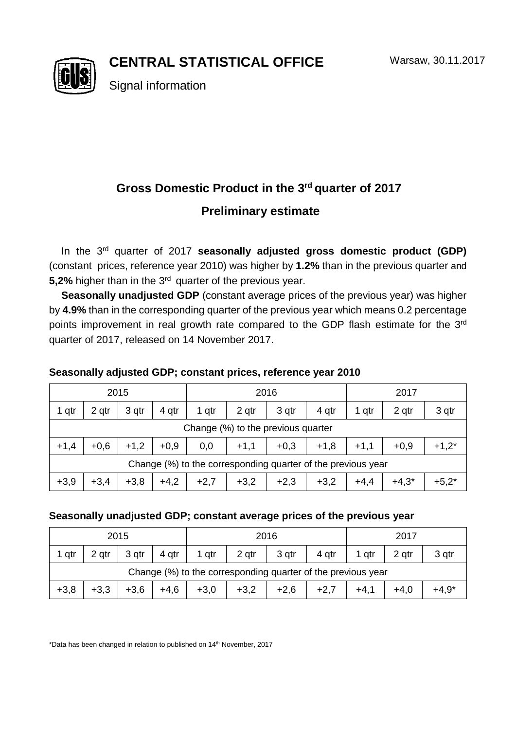**CENTRAL STATISTICAL OFFICE**

Warsaw, 30.11.2017

Signal information

## Gross Domestic Product in the 3rd quarter of 2017

## Preliminary estimate

In the 3rd quarter of 2017 **seasonally adjusted gross domestic product (GDP)** (constant prices, reference year 2010) was higher by **1.2%** than in the previous quarter and **5,2%** higher than in the 3rd quarter of the previous year.

**Seasonally unadjusted GDP** (constant average prices of the previous year) was higher by **4.9%** than in the corresponding quarter of the previous year which means 0.2 percentage points improvement in real growth rate compared to the GDP flash estimate for the 3rd quarter of 2017, released on 14 November 2017.

**Seasonally adjusted GDP; constant prices, reference year 2010**

| 2015 | | | | 2016 | | | | 2017 | | |
|---|---|---|---|---|---|---|---|---|---|---|
| 1 qtr | 2 qtr | 3 qtr | 4 qtr | 1 qtr | 2 qtr | 3 qtr | 4 qtr | 1 qtr | 2 qtr | 3 qtr |
| Change (%) to the previous quarter | | | | | | | | | | |
| +1,4 | +0,6 | +1,2 | +0,9 | 0,0 | +1,1 | +0,3 | +1,8 | +1,1 | +0,9 | +1,2* |
| Change (%) to the corresponding quarter of the previous year | | | | | | | | | | |
| +3,9 | +3,4 | +3,8 | +4,2 | +2,7 | +3,2 | +2,3 | +3,2 | +4,4 | +4,3* | +5,2* |

**Seasonally unadjusted GDP; constant average prices of the previous year**

| 2015 | | | | 2016 | | | | 2017 | | |
|---|---|---|---|---|---|---|---|---|---|---|
| 1 qtr | 2 qtr | 3 qtr | 4 qtr | 1 qtr | 2 qtr | 3 qtr | 4 qtr | 1 qtr | 2 qtr | 3 qtr |
| Change (%) to the corresponding quarter of the previous year | | | | | | | | | | |
| +3,8 | +3,3 | +3,6 | +4,6 | +3,0 | +3,2 | +2,6 | +2,7 | +4,1 | +4,0 | +4,9* |

*Data has been changed in relation to published on 14th November, 2017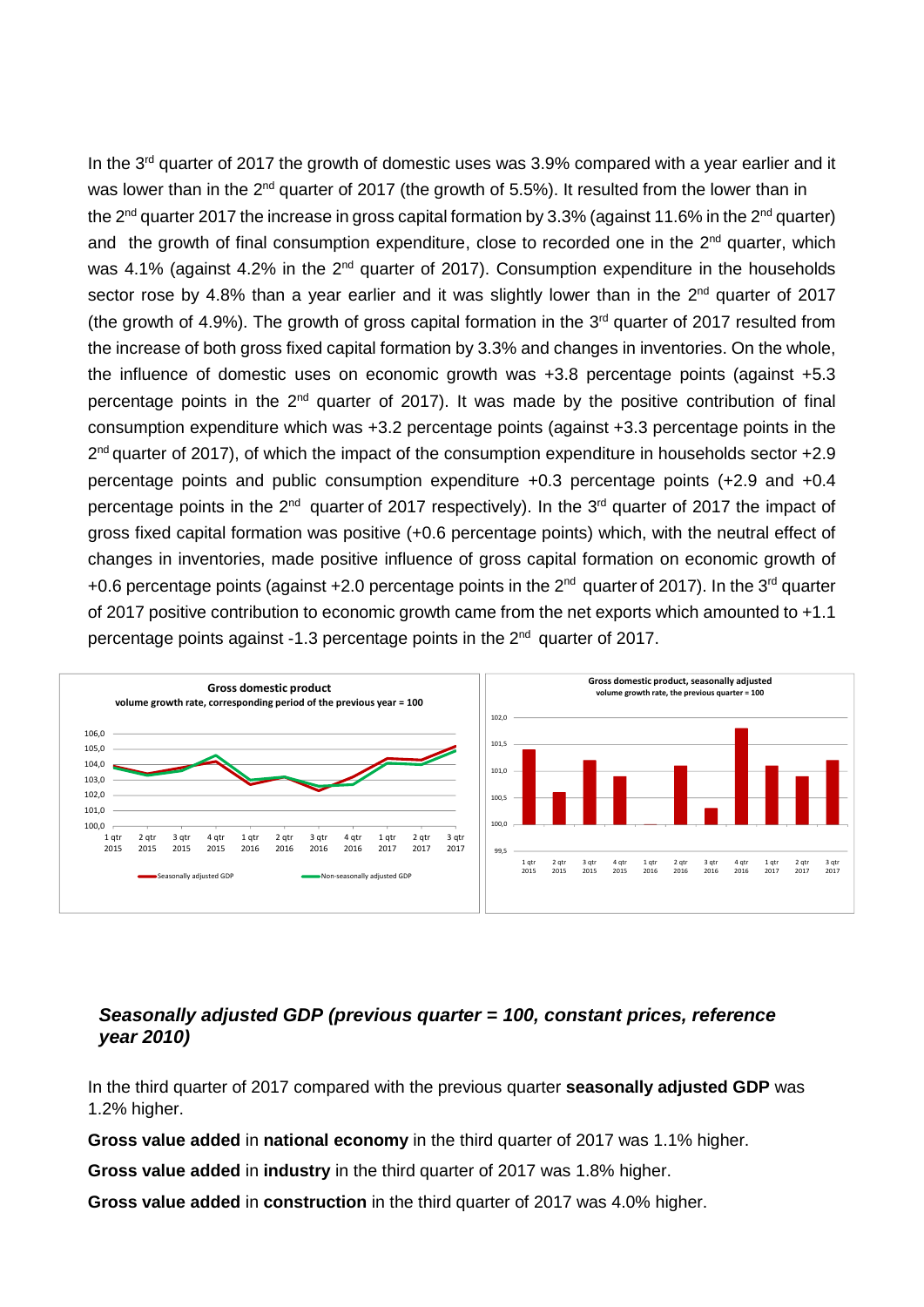In the 3rd quarter of 2017 the growth of domestic uses was 3.9% compared with a year earlier and it was lower than in the 2nd quarter of 2017 (the growth of 5.5%). It resulted from the lower than in the 2nd quarter 2017 the increase in gross capital formation by 3.3% (against 11.6% in the 2nd quarter) and the growth of final consumption expenditure, close to recorded one in the 2nd quarter, which was 4.1% (against 4.2% in the 2nd quarter of 2017). Consumption expenditure in the households sector rose by 4.8% than a year earlier and it was slightly lower than in the 2nd quarter of 2017 (the growth of 4.9%). The growth of gross capital formation in the 3rd quarter of 2017 resulted from the increase of both gross fixed capital formation by 3.3% and changes in inventories. On the whole, the influence of domestic uses on economic growth was +3.8 percentage points (against +5.3 percentage points in the 2nd quarter of 2017). It was made by the positive contribution of final consumption expenditure which was +3.2 percentage points (against +3.3 percentage points in the 2nd quarter of 2017), of which the impact of the consumption expenditure in households sector +2.9 percentage points and public consumption expenditure +0.3 percentage points (+2.9 and +0.4 percentage points in the 2nd quarter of 2017 respectively). In the 3rd quarter of 2017 the impact of gross fixed capital formation was positive (+0.6 percentage points) which, with the neutral effect of changes in inventories, made positive influence of gross capital formation on economic growth of +0.6 percentage points (against +2.0 percentage points in the 2nd quarter of 2017). In the 3rd quarter of 2017 positive contribution to economic growth came from the net exports which amounted to +1.1 percentage points against -1.3 percentage points in the 2nd quarter of 2017.

**Gross domestic product**
**volume growth rate, corresponding period of the previous year = 100**

Seasonally adjusted GDP — Non-seasonally adjusted GDP

**Gross domestic product, seasonally adjusted**
**volume growth rate, the previous quarter = 100**

### *Seasonally adjusted GDP (previous quarter = 100, constant prices, reference year 2010)*

In the third quarter of 2017 compared with the previous quarter **seasonally adjusted GDP** was 1.2% higher.

**Gross value added** in **national economy** in the third quarter of 2017 was 1.1% higher.

**Gross value added** in **industry** in the third quarter of 2017 was 1.8% higher.

**Gross value added** in **construction** in the third quarter of 2017 was 4.0% higher.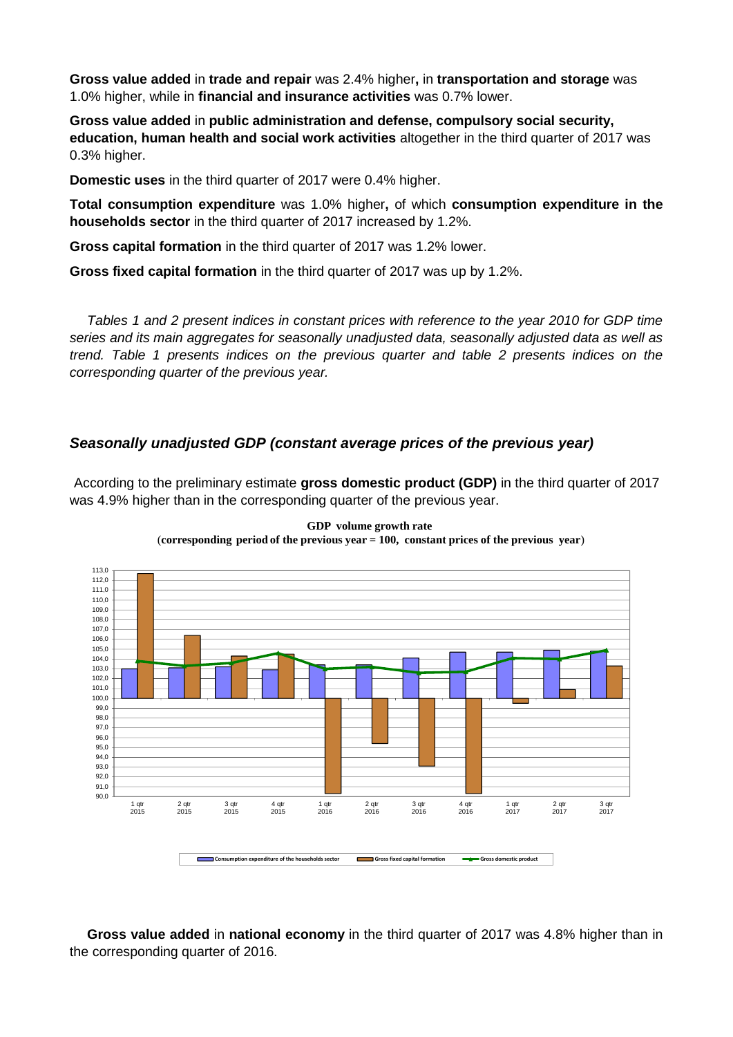**Gross value added** in **trade and repair** was 2.4% higher**,** in **transportation and storage** was 1.0% higher, while in **financial and insurance activities** was 0.7% lower.

**Gross value added** in **public administration and defense, compulsory social security, education, human health and social work activities** altogether in the third quarter of 2017 was 0.3% higher.

**Domestic uses** in the third quarter of 2017 were 0.4% higher.

**Total consumption expenditure** was 1.0% higher**,** of which **consumption expenditure in the households sector** in the third quarter of 2017 increased by 1.2%.

**Gross capital formation** in the third quarter of 2017 was 1.2% lower.

**Gross fixed capital formation** in the third quarter of 2017 was up by 1.2%.

*Tables 1 and 2 present indices in constant prices with reference to the year 2010 for GDP time series and its main aggregates for seasonally unadjusted data, seasonally adjusted data as well as trend. Table 1 presents indices on the previous quarter and table 2 presents indices on the corresponding quarter of the previous year.*

## *Seasonally unadjusted GDP (constant average prices of the previous year)*

According to the preliminary estimate **gross domestic product (GDP)** in the third quarter of 2017 was 4.9% higher than in the corresponding quarter of the previous year.

**GDP volume growth rate**
(**corresponding period of the previous year = 100, constant prices of the previous year**)

**Gross value added** in **national economy** in the third quarter of 2017 was 4.8% higher than in the corresponding quarter of 2016.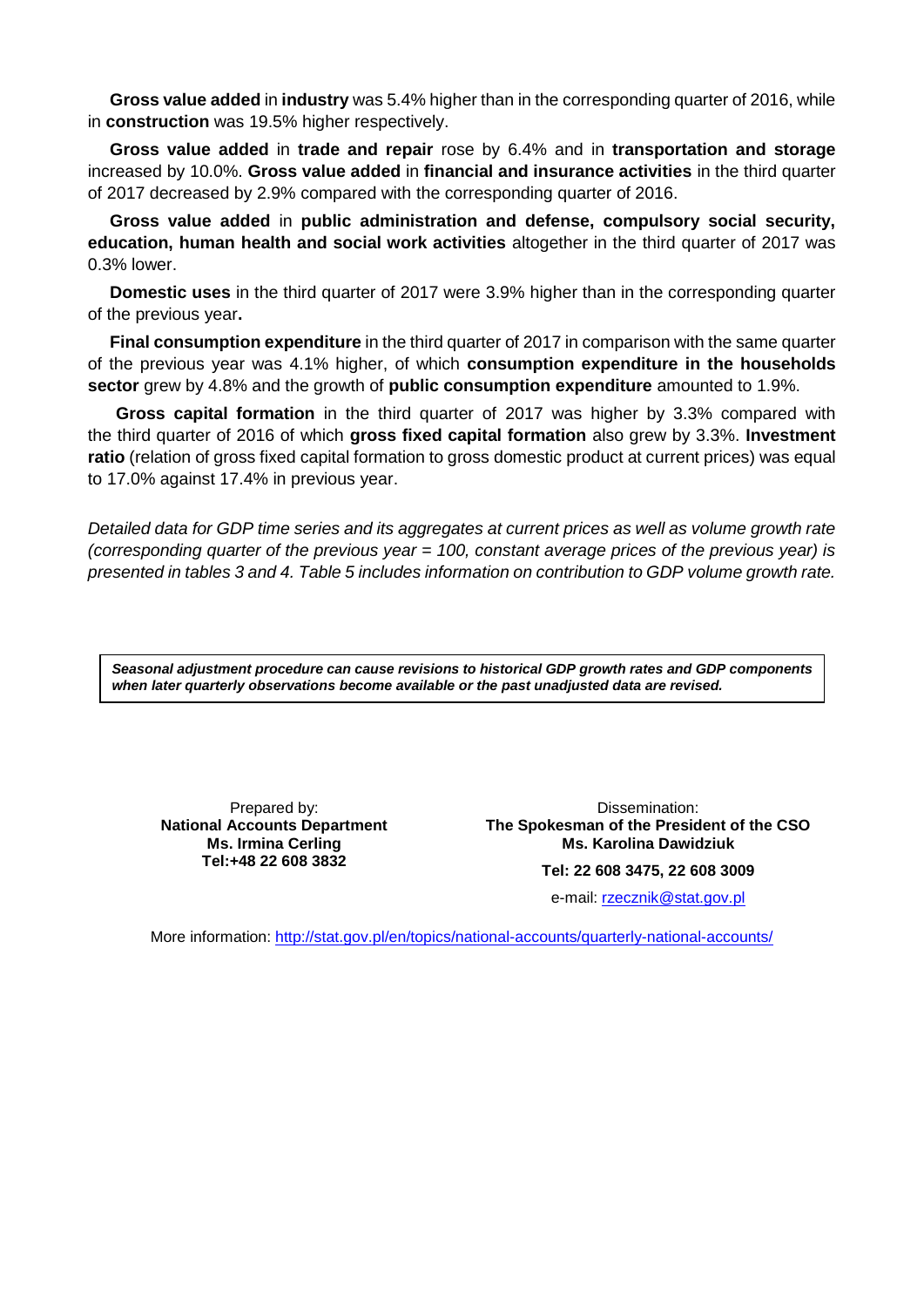**Gross value added** in **industry** was 5.4% higher than in the corresponding quarter of 2016, while in **construction** was 19.5% higher respectively.

**Gross value added** in **trade and repair** rose by 6.4% and in **transportation and storage** increased by 10.0%. **Gross value added** in **financial and insurance activities** in the third quarter of 2017 decreased by 2.9% compared with the corresponding quarter of 2016.

**Gross value added** in **public administration and defense, compulsory social security, education, human health and social work activities** altogether in the third quarter of 2017 was 0.3% lower.

**Domestic uses** in the third quarter of 2017 were 3.9% higher than in the corresponding quarter of the previous year**.**

**Final consumption expenditure** in the third quarter of 2017 in comparison with the same quarter of the previous year was 4.1% higher, of which **consumption expenditure in the households sector** grew by 4.8% and the growth of **public consumption expenditure** amounted to 1.9%.

**Gross capital formation** in the third quarter of 2017 was higher by 3.3% compared with the third quarter of 2016 of which **gross fixed capital formation** also grew by 3.3%. **Investment ratio** (relation of gross fixed capital formation to gross domestic product at current prices) was equal to 17.0% against 17.4% in previous year.

*Detailed data for GDP time series and its aggregates at current prices as well as volume growth rate (corresponding quarter of the previous year = 100, constant average prices of the previous year) is presented in tables 3 and 4. Table 5 includes information on contribution to GDP volume growth rate.*

***Seasonal adjustment procedure can cause revisions to historical GDP growth rates and GDP components when later quarterly observations become available or the past unadjusted data are revised.***

Prepared by:
**National Accounts Department**
**Ms. Irmina Cerling**
**Tel:+48 22 608 3832**

Dissemination:
**The Spokesman of the President of the CSO**
**Ms. Karolina Dawidziuk**
**Tel: 22 608 3475, 22 608 3009**
e-mail: rzecznik@stat.gov.pl

More information: http://stat.gov.pl/en/topics/national-accounts/quarterly-national-accounts/